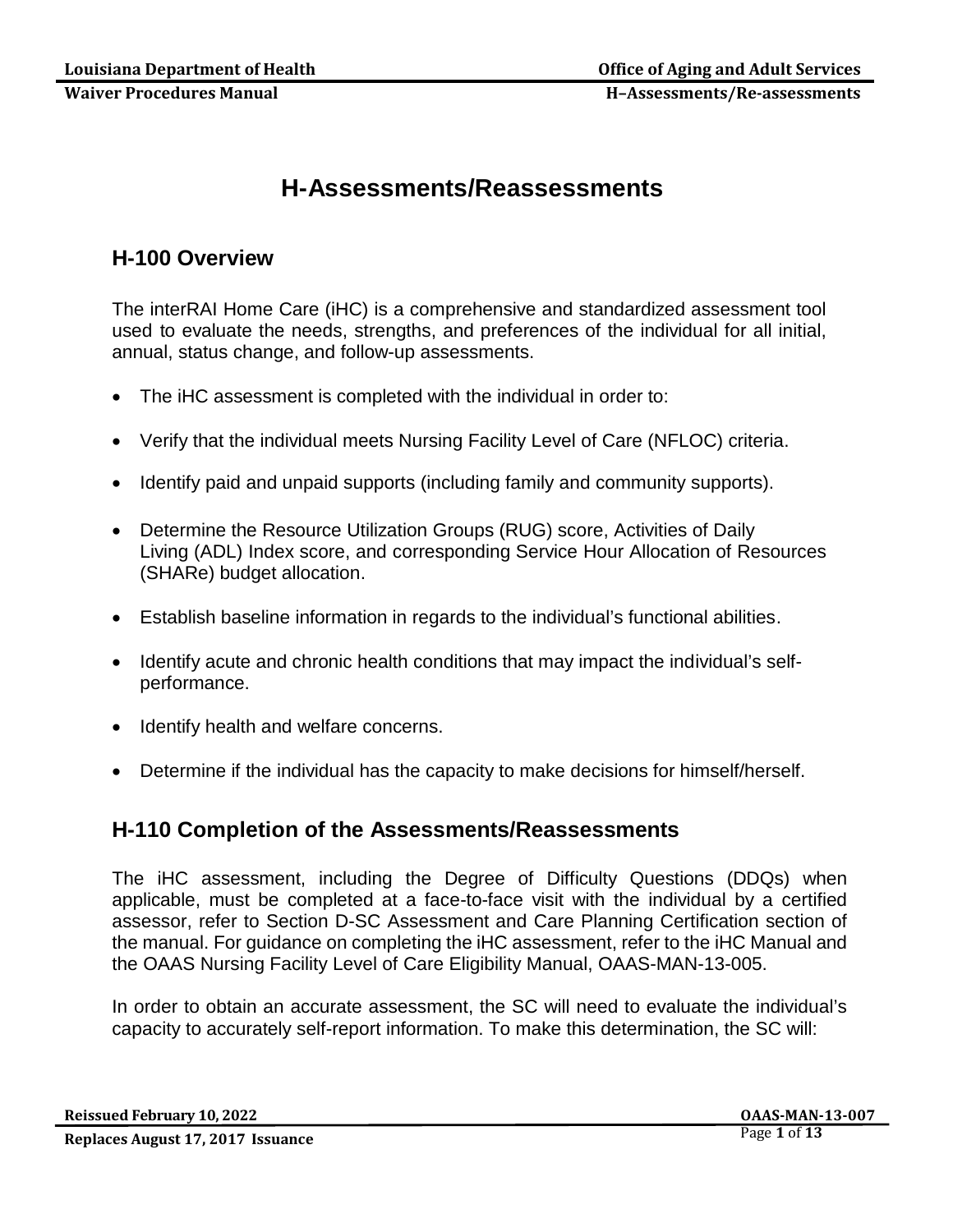# H-Assessments/Reassessments

## H-100 Overview

The interRAI Home Care (iHC) is a comprehensive and standardized assessment tool used to evaluate the needs, strengths, and preferences of the individual for all initial, annual, status change, and follow-up assessments.

- The iHC assessment is completed with the individual in order to:
- Verify that the individual meets Nursing Facility Level of Care (NFLOC) criteria.
- Identify paid and unpaid supports (including family and community supports).
- Determine the Resource Utilization Groups (RUG) score, Activities of Daily Living (ADL) Index score, and corresponding Service Hour Allocation of Resources (SHARe) budget allocation.
- Establish baseline information in regards to the individual's functional abilities.
- Identify acute and chronic health conditions that may impact the individual's self-performance.
- Identify health and welfare concerns.
- Determine if the individual has the capacity to make decisions for himself/herself.

## H-110 Completion of the Assessments/Reassessments

The iHC assessment, including the Degree of Difficulty Questions (DDQs) when applicable, must be completed at a face-to-face visit with the individual by a certified assessor, refer to Section D-SC Assessment and Care Planning Certification section of the manual. For guidance on completing the iHC assessment, refer to the iHC Manual and the OAAS Nursing Facility Level of Care Eligibility Manual, OAAS-MAN-13-005.

In order to obtain an accurate assessment, the SC will need to evaluate the individual's capacity to accurately self-report information. To make this determination, the SC will: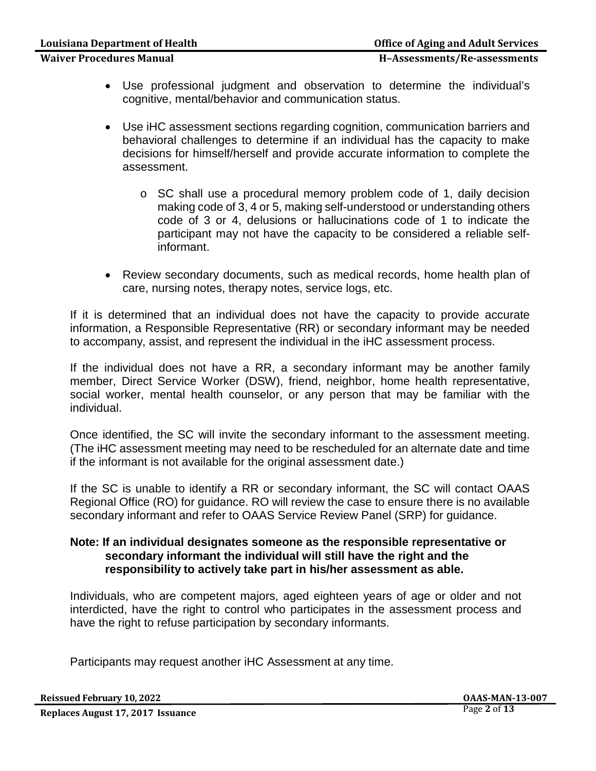- Use professional judgment and observation to determine the individual's cognitive, mental/behavior and communication status.

- Use iHC assessment sections regarding cognition, communication barriers and behavioral challenges to determine if an individual has the capacity to make decisions for himself/herself and provide accurate information to complete the assessment.

  - SC shall use a procedural memory problem code of 1, daily decision making code of 3, 4 or 5, making self-understood or understanding others code of 3 or 4, delusions or hallucinations code of 1 to indicate the participant may not have the capacity to be considered a reliable self-informant.

- Review secondary documents, such as medical records, home health plan of care, nursing notes, therapy notes, service logs, etc.

If it is determined that an individual does not have the capacity to provide accurate information, a Responsible Representative (RR) or secondary informant may be needed to accompany, assist, and represent the individual in the iHC assessment process.

If the individual does not have a RR, a secondary informant may be another family member, Direct Service Worker (DSW), friend, neighbor, home health representative, social worker, mental health counselor, or any person that may be familiar with the individual.

Once identified, the SC will invite the secondary informant to the assessment meeting. (The iHC assessment meeting may need to be rescheduled for an alternate date and time if the informant is not available for the original assessment date.)

If the SC is unable to identify a RR or secondary informant, the SC will contact OAAS Regional Office (RO) for guidance. RO will review the case to ensure there is no available secondary informant and refer to OAAS Service Review Panel (SRP) for guidance.

**Note: If an individual designates someone as the responsible representative or secondary informant the individual will still have the right and the responsibility to actively take part in his/her assessment as able.**

Individuals, who are competent majors, aged eighteen years of age or older and not interdicted, have the right to control who participates in the assessment process and have the right to refuse participation by secondary informants.

Participants may request another iHC Assessment at any time.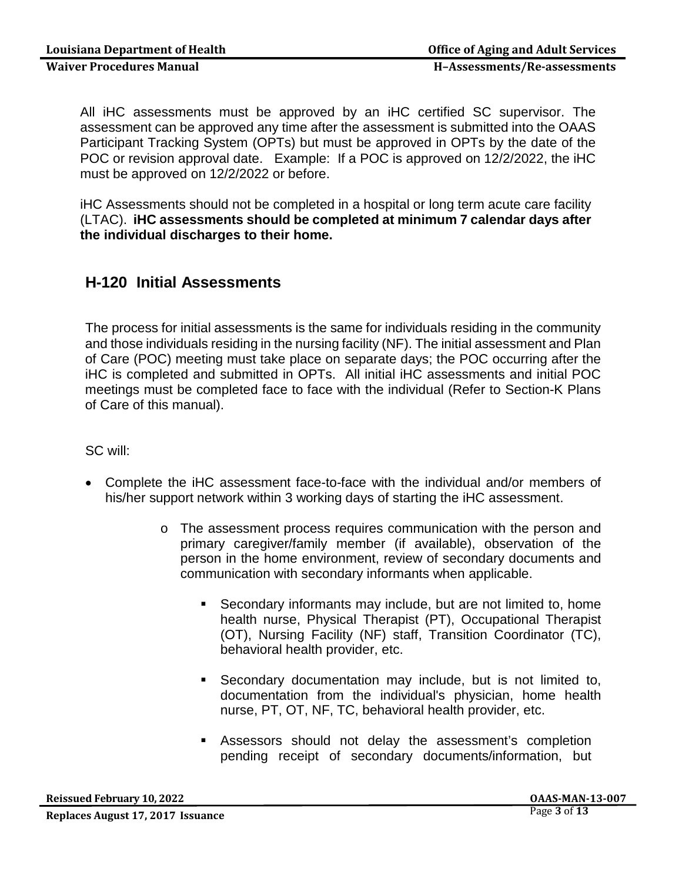All iHC assessments must be approved by an iHC certified SC supervisor. The assessment can be approved any time after the assessment is submitted into the OAAS Participant Tracking System (OPTs) but must be approved in OPTs by the date of the POC or revision approval date. Example: If a POC is approved on 12/2/2022, the iHC must be approved on 12/2/2022 or before.

iHC Assessments should not be completed in a hospital or long term acute care facility (LTAC). **iHC assessments should be completed at minimum 7 calendar days after the individual discharges to their home.**

## H-120 Initial Assessments

The process for initial assessments is the same for individuals residing in the community and those individuals residing in the nursing facility (NF). The initial assessment and Plan of Care (POC) meeting must take place on separate days; the POC occurring after the iHC is completed and submitted in OPTs. All initial iHC assessments and initial POC meetings must be completed face to face with the individual (Refer to Section-K Plans of Care of this manual).

SC will:

- Complete the iHC assessment face-to-face with the individual and/or members of his/her support network within 3 working days of starting the iHC assessment.
    - The assessment process requires communication with the person and primary caregiver/family member (if available), observation of the person in the home environment, review of secondary documents and communication with secondary informants when applicable.
        - Secondary informants may include, but are not limited to, home health nurse, Physical Therapist (PT), Occupational Therapist (OT), Nursing Facility (NF) staff, Transition Coordinator (TC), behavioral health provider, etc.
        - Secondary documentation may include, but is not limited to, documentation from the individual's physician, home health nurse, PT, OT, NF, TC, behavioral health provider, etc.
        - Assessors should not delay the assessment's completion pending receipt of secondary documents/information, but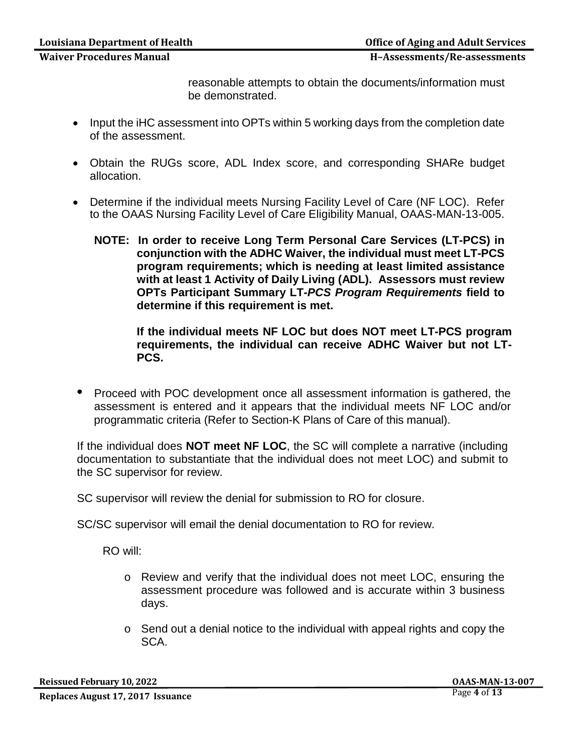reasonable attempts to obtain the documents/information must be demonstrated.

- Input the iHC assessment into OPTs within 5 working days from the completion date of the assessment.

- Obtain the RUGs score, ADL Index score, and corresponding SHARe budget allocation.

- Determine if the individual meets Nursing Facility Level of Care (NF LOC). Refer to the OAAS Nursing Facility Level of Care Eligibility Manual, OAAS-MAN-13-005.

  **NOTE: In order to receive Long Term Personal Care Services (LT-PCS) in conjunction with the ADHC Waiver, the individual must meet LT-PCS program requirements; which is needing at least limited assistance with at least 1 Activity of Daily Living (ADL). Assessors must review OPTs Participant Summary LT-*PCS Program Requirements* field to determine if this requirement is met.**

  **If the individual meets NF LOC but does NOT meet LT-PCS program requirements, the individual can receive ADHC Waiver but not LT-PCS.**

- Proceed with POC development once all assessment information is gathered, the assessment is entered and it appears that the individual meets NF LOC and/or programmatic criteria (Refer to Section-K Plans of Care of this manual).

If the individual does **NOT meet NF LOC**, the SC will complete a narrative (including documentation to substantiate that the individual does not meet LOC) and submit to the SC supervisor for review.

SC supervisor will review the denial for submission to RO for closure.

SC/SC supervisor will email the denial documentation to RO for review.

RO will:

- o Review and verify that the individual does not meet LOC, ensuring the assessment procedure was followed and is accurate within 3 business days.

- o Send out a denial notice to the individual with appeal rights and copy the SCA.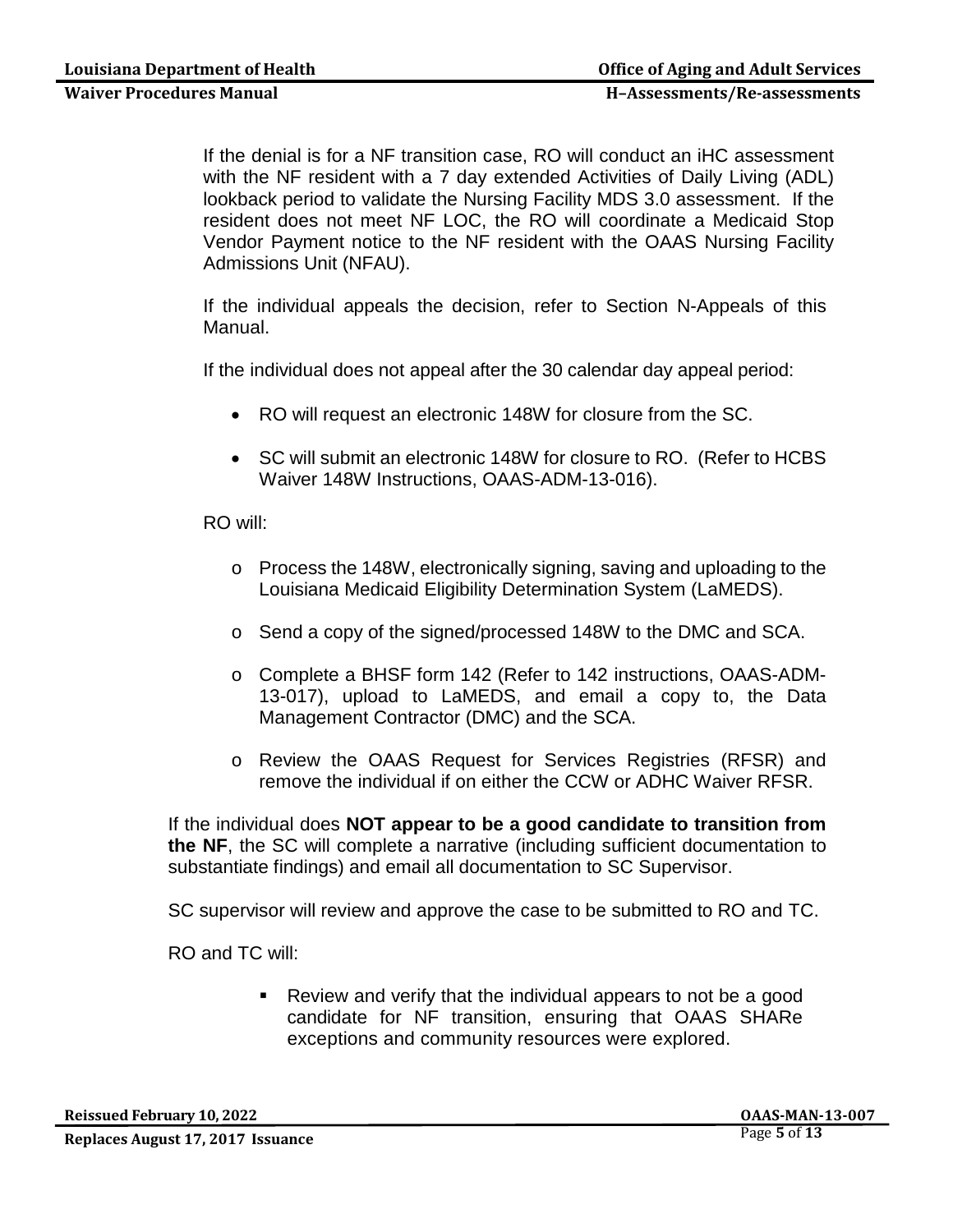If the denial is for a NF transition case, RO will conduct an iHC assessment with the NF resident with a 7 day extended Activities of Daily Living (ADL) lookback period to validate the Nursing Facility MDS 3.0 assessment. If the resident does not meet NF LOC, the RO will coordinate a Medicaid Stop Vendor Payment notice to the NF resident with the OAAS Nursing Facility Admissions Unit (NFAU).

If the individual appeals the decision, refer to Section N-Appeals of this Manual.

If the individual does not appeal after the 30 calendar day appeal period:

- RO will request an electronic 148W for closure from the SC.
- SC will submit an electronic 148W for closure to RO. (Refer to HCBS Waiver 148W Instructions, OAAS-ADM-13-016).

RO will:

- o Process the 148W, electronically signing, saving and uploading to the Louisiana Medicaid Eligibility Determination System (LaMEDS).
- o Send a copy of the signed/processed 148W to the DMC and SCA.
- o Complete a BHSF form 142 (Refer to 142 instructions, OAAS-ADM-13-017), upload to LaMEDS, and email a copy to, the Data Management Contractor (DMC) and the SCA.
- o Review the OAAS Request for Services Registries (RFSR) and remove the individual if on either the CCW or ADHC Waiver RFSR.

If the individual does **NOT appear to be a good candidate to transition from the NF**, the SC will complete a narrative (including sufficient documentation to substantiate findings) and email all documentation to SC Supervisor.

SC supervisor will review and approve the case to be submitted to RO and TC.

RO and TC will:

- Review and verify that the individual appears to not be a good candidate for NF transition, ensuring that OAAS SHARe exceptions and community resources were explored.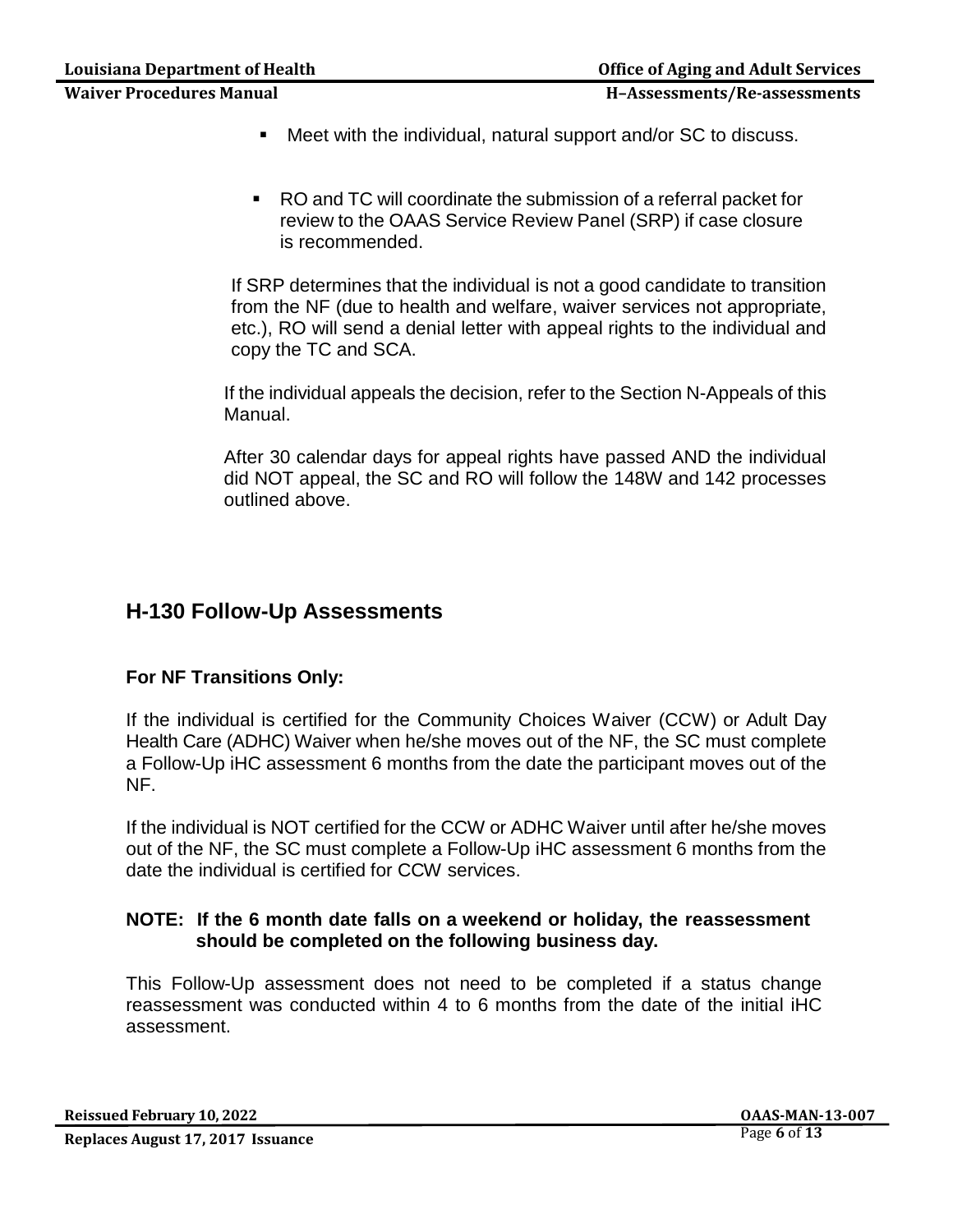- Meet with the individual, natural support and/or SC to discuss.

- RO and TC will coordinate the submission of a referral packet for review to the OAAS Service Review Panel (SRP) if case closure is recommended.

If SRP determines that the individual is not a good candidate to transition from the NF (due to health and welfare, waiver services not appropriate, etc.), RO will send a denial letter with appeal rights to the individual and copy the TC and SCA.

If the individual appeals the decision, refer to the Section N-Appeals of this Manual.

After 30 calendar days for appeal rights have passed AND the individual did NOT appeal, the SC and RO will follow the 148W and 142 processes outlined above.

## H-130 Follow-Up Assessments

### For NF Transitions Only:

If the individual is certified for the Community Choices Waiver (CCW) or Adult Day Health Care (ADHC) Waiver when he/she moves out of the NF, the SC must complete a Follow-Up iHC assessment 6 months from the date the participant moves out of the NF.

If the individual is NOT certified for the CCW or ADHC Waiver until after he/she moves out of the NF, the SC must complete a Follow-Up iHC assessment 6 months from the date the individual is certified for CCW services.

**NOTE: If the 6 month date falls on a weekend or holiday, the reassessment should be completed on the following business day.**

This Follow-Up assessment does not need to be completed if a status change reassessment was conducted within 4 to 6 months from the date of the initial iHC assessment.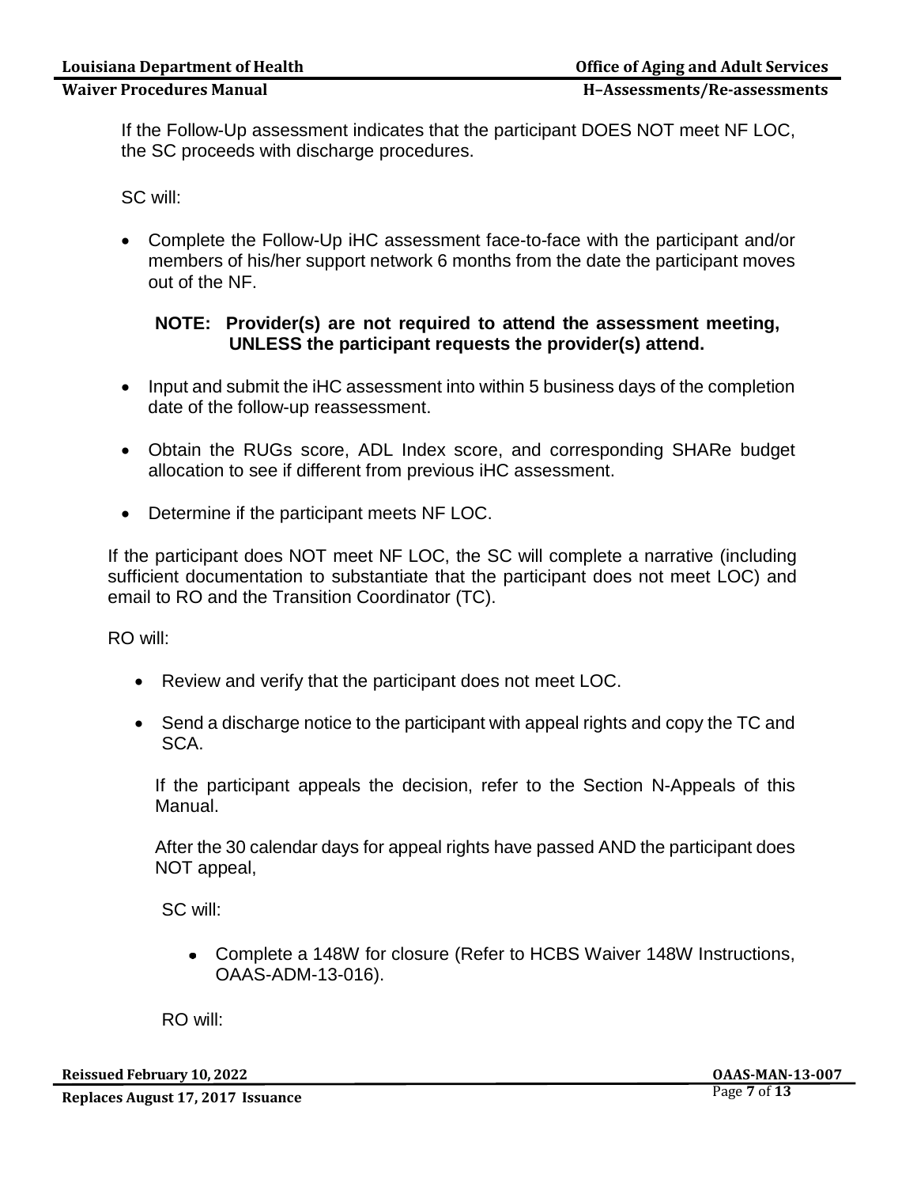If the Follow-Up assessment indicates that the participant DOES NOT meet NF LOC, the SC proceeds with discharge procedures.

SC will:

- Complete the Follow-Up iHC assessment face-to-face with the participant and/or members of his/her support network 6 months from the date the participant moves out of the NF.

  **NOTE: Provider(s) are not required to attend the assessment meeting, UNLESS the participant requests the provider(s) attend.**

- Input and submit the iHC assessment into within 5 business days of the completion date of the follow-up reassessment.
- Obtain the RUGs score, ADL Index score, and corresponding SHARe budget allocation to see if different from previous iHC assessment.
- Determine if the participant meets NF LOC.

If the participant does NOT meet NF LOC, the SC will complete a narrative (including sufficient documentation to substantiate that the participant does not meet LOC) and email to RO and the Transition Coordinator (TC).

RO will:

- Review and verify that the participant does not meet LOC.
- Send a discharge notice to the participant with appeal rights and copy the TC and SCA.

  If the participant appeals the decision, refer to the Section N-Appeals of this Manual.

  After the 30 calendar days for appeal rights have passed AND the participant does NOT appeal,

  SC will:

  - Complete a 148W for closure (Refer to HCBS Waiver 148W Instructions, OAAS-ADM-13-016).

  RO will: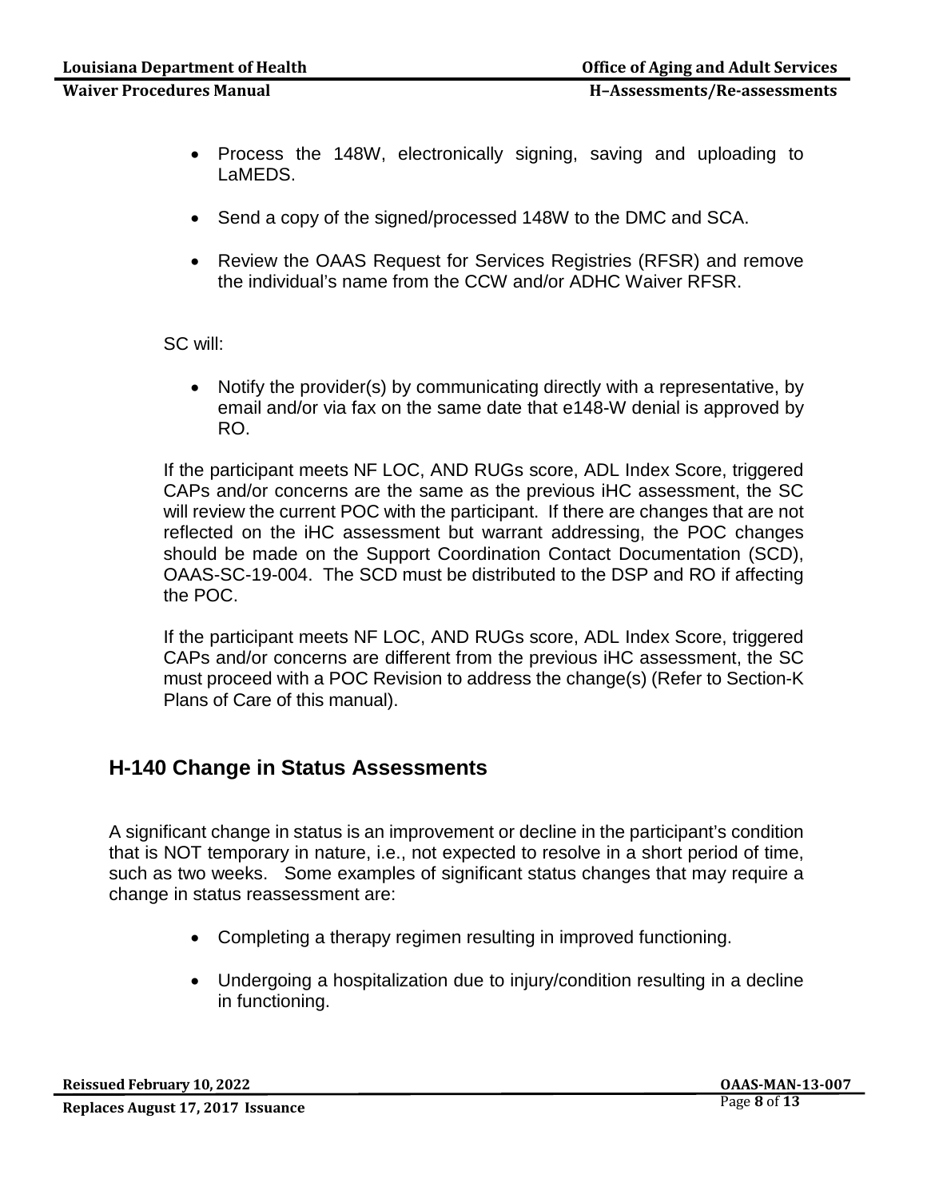- Process the 148W, electronically signing, saving and uploading to LaMEDS.
- Send a copy of the signed/processed 148W to the DMC and SCA.
- Review the OAAS Request for Services Registries (RFSR) and remove the individual's name from the CCW and/or ADHC Waiver RFSR.

SC will:

- Notify the provider(s) by communicating directly with a representative, by email and/or via fax on the same date that e148-W denial is approved by RO.

If the participant meets NF LOC, AND RUGs score, ADL Index Score, triggered CAPs and/or concerns are the same as the previous iHC assessment, the SC will review the current POC with the participant. If there are changes that are not reflected on the iHC assessment but warrant addressing, the POC changes should be made on the Support Coordination Contact Documentation (SCD), OAAS-SC-19-004. The SCD must be distributed to the DSP and RO if affecting the POC.

If the participant meets NF LOC, AND RUGs score, ADL Index Score, triggered CAPs and/or concerns are different from the previous iHC assessment, the SC must proceed with a POC Revision to address the change(s) (Refer to Section-K Plans of Care of this manual).

## H-140 Change in Status Assessments

A significant change in status is an improvement or decline in the participant's condition that is NOT temporary in nature, i.e., not expected to resolve in a short period of time, such as two weeks. Some examples of significant status changes that may require a change in status reassessment are:

- Completing a therapy regimen resulting in improved functioning.
- Undergoing a hospitalization due to injury/condition resulting in a decline in functioning.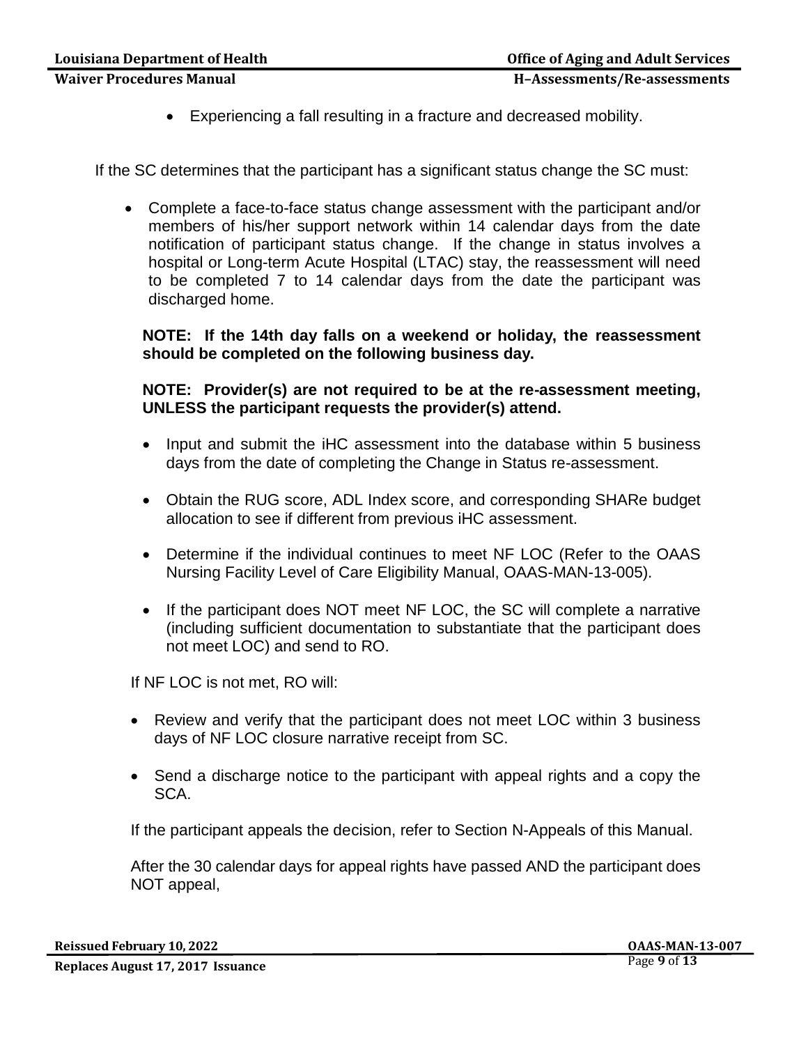- Experiencing a fall resulting in a fracture and decreased mobility.

If the SC determines that the participant has a significant status change the SC must:

- Complete a face-to-face status change assessment with the participant and/or members of his/her support network within 14 calendar days from the date notification of participant status change. If the change in status involves a hospital or Long-term Acute Hospital (LTAC) stay, the reassessment will need to be completed 7 to 14 calendar days from the date the participant was discharged home.

  **NOTE: If the 14th day falls on a weekend or holiday, the reassessment should be completed on the following business day.**

  **NOTE: Provider(s) are not required to be at the re-assessment meeting, UNLESS the participant requests the provider(s) attend.**

  - Input and submit the iHC assessment into the database within 5 business days from the date of completing the Change in Status re-assessment.
  - Obtain the RUG score, ADL Index score, and corresponding SHARe budget allocation to see if different from previous iHC assessment.
  - Determine if the individual continues to meet NF LOC (Refer to the OAAS Nursing Facility Level of Care Eligibility Manual, OAAS-MAN-13-005).
  - If the participant does NOT meet NF LOC, the SC will complete a narrative (including sufficient documentation to substantiate that the participant does not meet LOC) and send to RO.

  If NF LOC is not met, RO will:

  - Review and verify that the participant does not meet LOC within 3 business days of NF LOC closure narrative receipt from SC.
  - Send a discharge notice to the participant with appeal rights and a copy the SCA.

  If the participant appeals the decision, refer to Section N-Appeals of this Manual.

  After the 30 calendar days for appeal rights have passed AND the participant does NOT appeal,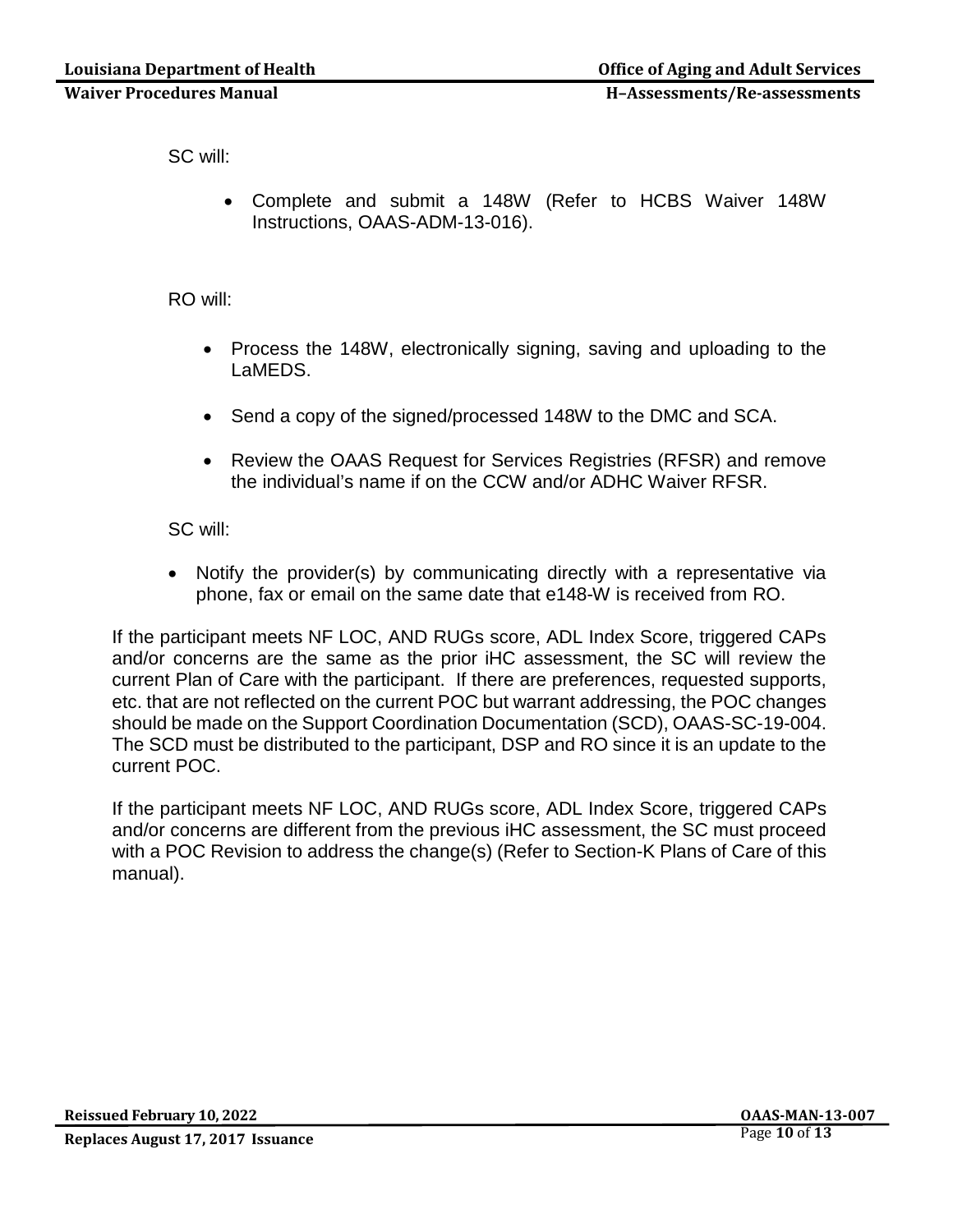SC will:

- Complete and submit a 148W (Refer to HCBS Waiver 148W Instructions, OAAS-ADM-13-016).

RO will:

- Process the 148W, electronically signing, saving and uploading to the LaMEDS.
- Send a copy of the signed/processed 148W to the DMC and SCA.
- Review the OAAS Request for Services Registries (RFSR) and remove the individual's name if on the CCW and/or ADHC Waiver RFSR.

SC will:

- Notify the provider(s) by communicating directly with a representative via phone, fax or email on the same date that e148-W is received from RO.

If the participant meets NF LOC, AND RUGs score, ADL Index Score, triggered CAPs and/or concerns are the same as the prior iHC assessment, the SC will review the current Plan of Care with the participant. If there are preferences, requested supports, etc. that are not reflected on the current POC but warrant addressing, the POC changes should be made on the Support Coordination Documentation (SCD), OAAS-SC-19-004. The SCD must be distributed to the participant, DSP and RO since it is an update to the current POC.

If the participant meets NF LOC, AND RUGs score, ADL Index Score, triggered CAPs and/or concerns are different from the previous iHC assessment, the SC must proceed with a POC Revision to address the change(s) (Refer to Section-K Plans of Care of this manual).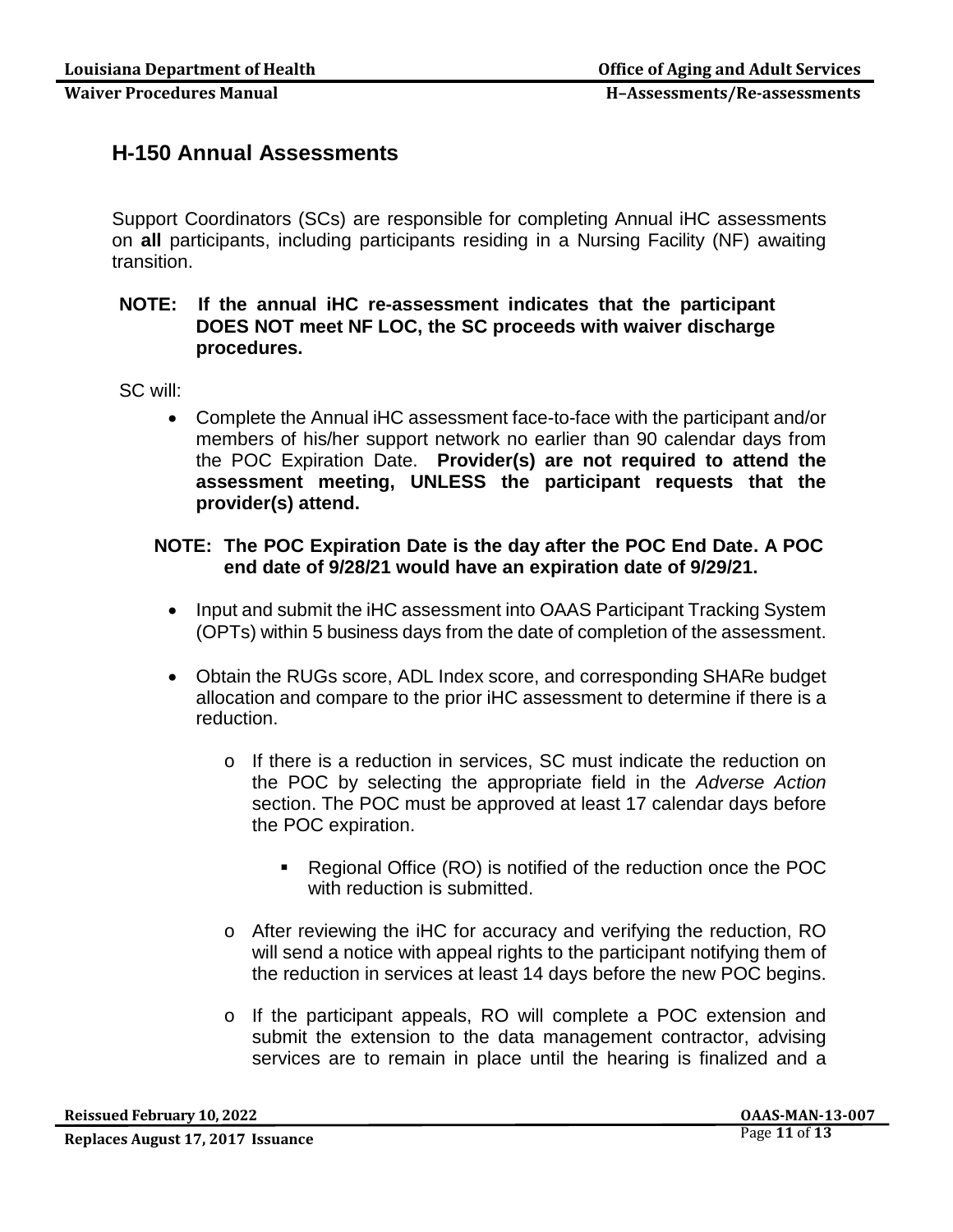## H-150 Annual Assessments

Support Coordinators (SCs) are responsible for completing Annual iHC assessments on **all** participants, including participants residing in a Nursing Facility (NF) awaiting transition.

**NOTE: If the annual iHC re-assessment indicates that the participant DOES NOT meet NF LOC, the SC proceeds with waiver discharge procedures.**

SC will:

- Complete the Annual iHC assessment face-to-face with the participant and/or members of his/her support network no earlier than 90 calendar days from the POC Expiration Date. **Provider(s) are not required to attend the assessment meeting, UNLESS the participant requests that the provider(s) attend.**

**NOTE: The POC Expiration Date is the day after the POC End Date. A POC end date of 9/28/21 would have an expiration date of 9/29/21.**

- Input and submit the iHC assessment into OAAS Participant Tracking System (OPTs) within 5 business days from the date of completion of the assessment.
- Obtain the RUGs score, ADL Index score, and corresponding SHARe budget allocation and compare to the prior iHC assessment to determine if there is a reduction.
  - If there is a reduction in services, SC must indicate the reduction on the POC by selecting the appropriate field in the *Adverse Action* section. The POC must be approved at least 17 calendar days before the POC expiration.
    - Regional Office (RO) is notified of the reduction once the POC with reduction is submitted.
  - After reviewing the iHC for accuracy and verifying the reduction, RO will send a notice with appeal rights to the participant notifying them of the reduction in services at least 14 days before the new POC begins.
  - If the participant appeals, RO will complete a POC extension and submit the extension to the data management contractor, advising services are to remain in place until the hearing is finalized and a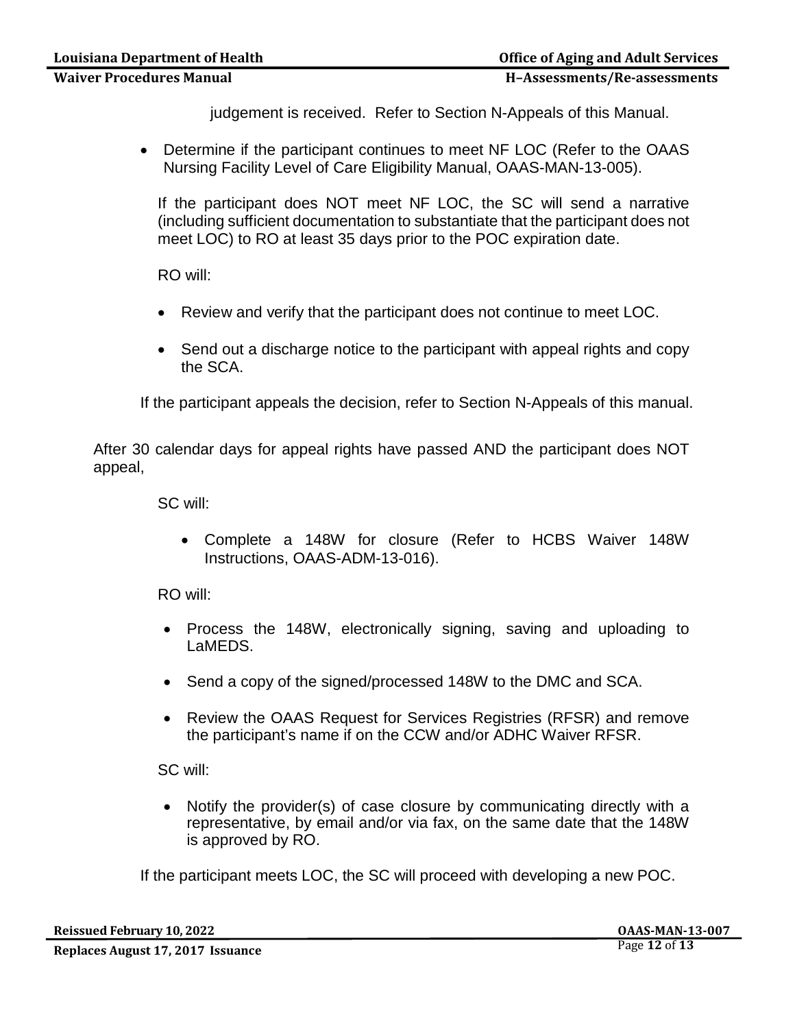judgement is received. Refer to Section N-Appeals of this Manual.

- Determine if the participant continues to meet NF LOC (Refer to the OAAS Nursing Facility Level of Care Eligibility Manual, OAAS-MAN-13-005).

  If the participant does NOT meet NF LOC, the SC will send a narrative (including sufficient documentation to substantiate that the participant does not meet LOC) to RO at least 35 days prior to the POC expiration date.

  RO will:

  - Review and verify that the participant does not continue to meet LOC.
  - Send out a discharge notice to the participant with appeal rights and copy the SCA.

  If the participant appeals the decision, refer to Section N-Appeals of this manual.

After 30 calendar days for appeal rights have passed AND the participant does NOT appeal,

SC will:

- Complete a 148W for closure (Refer to HCBS Waiver 148W Instructions, OAAS-ADM-13-016).

RO will:

- Process the 148W, electronically signing, saving and uploading to LaMEDS.
- Send a copy of the signed/processed 148W to the DMC and SCA.
- Review the OAAS Request for Services Registries (RFSR) and remove the participant's name if on the CCW and/or ADHC Waiver RFSR.

SC will:

- Notify the provider(s) of case closure by communicating directly with a representative, by email and/or via fax, on the same date that the 148W is approved by RO.

If the participant meets LOC, the SC will proceed with developing a new POC.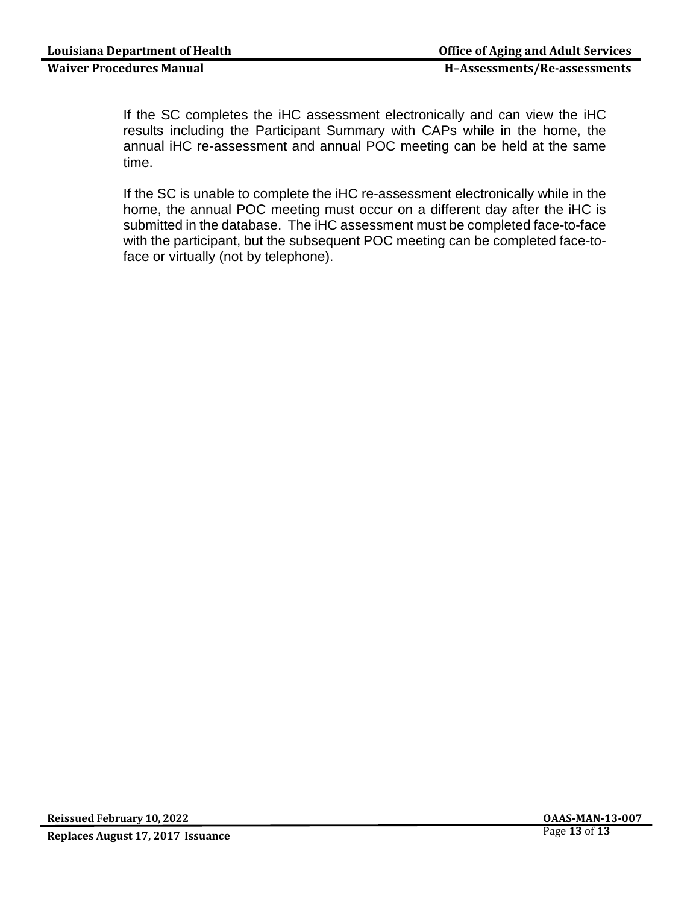If the SC completes the iHC assessment electronically and can view the iHC results including the Participant Summary with CAPs while in the home, the annual iHC re-assessment and annual POC meeting can be held at the same time.

If the SC is unable to complete the iHC re-assessment electronically while in the home, the annual POC meeting must occur on a different day after the iHC is submitted in the database. The iHC assessment must be completed face-to-face with the participant, but the subsequent POC meeting can be completed face-to-face or virtually (not by telephone).